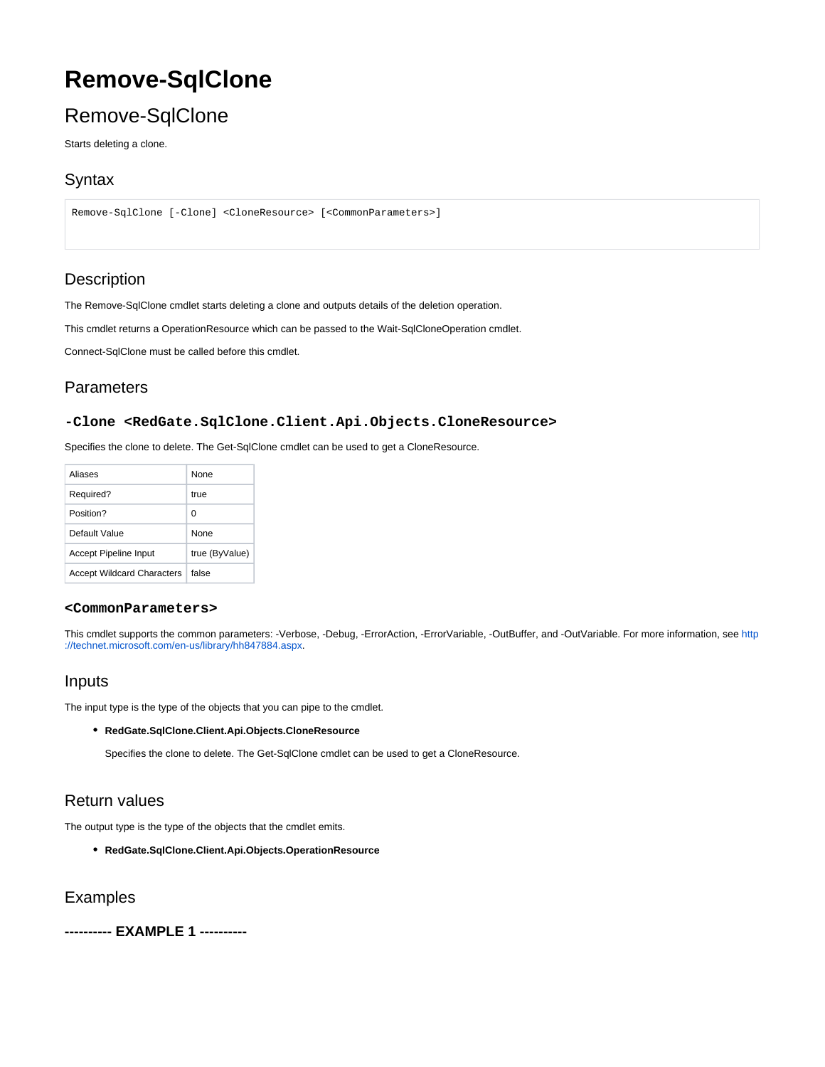# Remove-SqlClone

## Remove-SqlClone

Starts deleting a clone.

## Syntax

```
Remove-SqlClone [-Clone] <CloneResource> [<CommonParameters>]
```

## Description

The Remove-SqlClone cmdlet starts deleting a clone and outputs details of the deletion operation.

This cmdlet returns a OperationResource which can be passed to the Wait-SqlCloneOperation cmdlet.

Connect-SqlClone must be called before this cmdlet.

## Parameters

### -Clone <RedGate.SqlClone.Client.Api.Objects.CloneResource>

Specifies the clone to delete. The Get-SqlClone cmdlet can be used to get a CloneResource.

| Aliases | None |
|---|---|
| Required? | true |
| Position? | 0 |
| Default Value | None |
| Accept Pipeline Input | true (ByValue) |
| Accept Wildcard Characters | false |

### <CommonParameters>

This cmdlet supports the common parameters: -Verbose, -Debug, -ErrorAction, -ErrorVariable, -OutBuffer, and -OutVariable. For more information, see http://technet.microsoft.com/en-us/library/hh847884.aspx.

## Inputs

The input type is the type of the objects that you can pipe to the cmdlet.

- **RedGate.SqlClone.Client.Api.Objects.CloneResource**

  Specifies the clone to delete. The Get-SqlClone cmdlet can be used to get a CloneResource.

## Return values

The output type is the type of the objects that the cmdlet emits.

- **RedGate.SqlClone.Client.Api.Objects.OperationResource**

## Examples

### ---------- EXAMPLE 1 ----------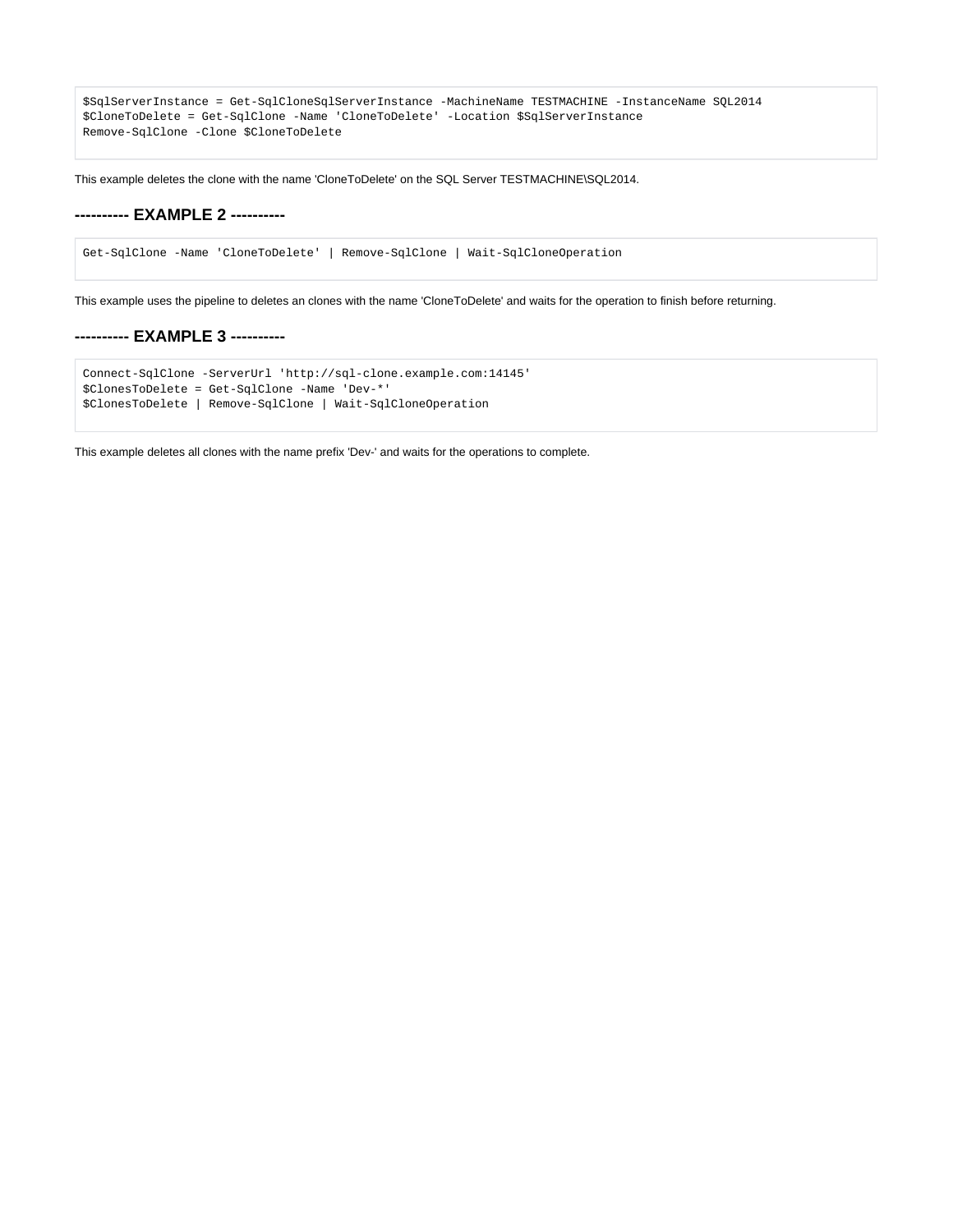```
$SqlServerInstance = Get-SqlCloneSqlServerInstance -MachineName TESTMACHINE -InstanceName SQL2014
$CloneToDelete = Get-SqlClone -Name 'CloneToDelete' -Location $SqlServerInstance
Remove-SqlClone -Clone $CloneToDelete
```

This example deletes the clone with the name 'CloneToDelete' on the SQL Server TESTMACHINE\SQL2014.

### ---------- EXAMPLE 2 ----------

```
Get-SqlClone -Name 'CloneToDelete' | Remove-SqlClone | Wait-SqlCloneOperation
```

This example uses the pipeline to deletes an clones with the name 'CloneToDelete' and waits for the operation to finish before returning.

### ---------- EXAMPLE 3 ----------

```
Connect-SqlClone -ServerUrl 'http://sql-clone.example.com:14145'
$ClonesToDelete = Get-SqlClone -Name 'Dev-*'
$ClonesToDelete | Remove-SqlClone | Wait-SqlCloneOperation
```

This example deletes all clones with the name prefix 'Dev-' and waits for the operations to complete.